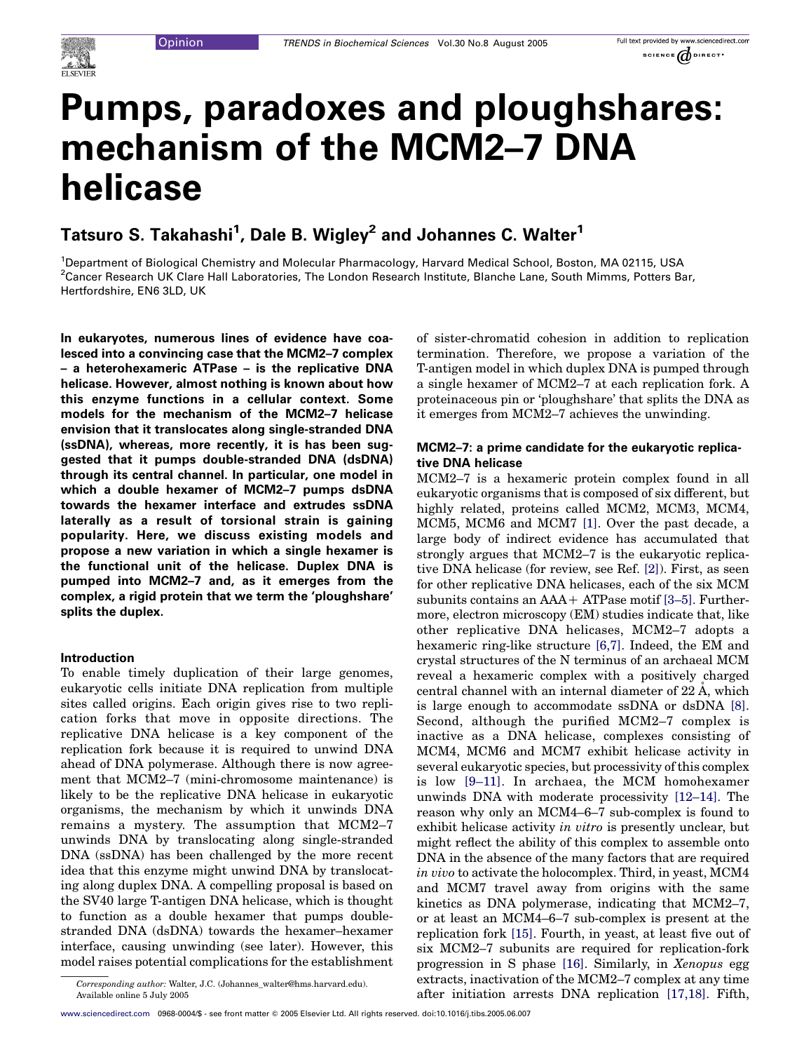Opinion

# Pumps, paradoxes and ploughshares: mechanism of the MCM2–7 DNA helicase

**Tatsuro S. Takahashi[1], Dale B. Wigley[2] and Johannes C. Walter[1]**

[1]Department of Biological Chemistry and Molecular Pharmacology, Harvard Medical School, Boston, MA 02115, USA
[2]Cancer Research UK Clare Hall Laboratories, The London Research Institute, Blanche Lane, South Mimms, Potters Bar, Hertfordshire, EN6 3LD, UK

**In eukaryotes, numerous lines of evidence have coalesced into a convincing case that the MCM2–7 complex – a heterohexameric ATPase – is the replicative DNA helicase. However, almost nothing is known about how this enzyme functions in a cellular context. Some models for the mechanism of the MCM2–7 helicase envision that it translocates along single-stranded DNA (ssDNA), whereas, more recently, it is has been suggested that it pumps double-stranded DNA (dsDNA) through its central channel. In particular, one model in which a double hexamer of MCM2–7 pumps dsDNA towards the hexamer interface and extrudes ssDNA laterally as a result of torsional strain is gaining popularity. Here, we discuss existing models and propose a new variation in which a single hexamer is the functional unit of the helicase. Duplex DNA is pumped into MCM2–7 and, as it emerges from the complex, a rigid protein that we term the 'ploughshare' splits the duplex.**

## Introduction

To enable timely duplication of their large genomes, eukaryotic cells initiate DNA replication from multiple sites called origins. Each origin gives rise to two replication forks that move in opposite directions. The replicative DNA helicase is a key component of the replication fork because it is required to unwind DNA ahead of DNA polymerase. Although there is now agreement that MCM2–7 (mini-chromosome maintenance) is likely to be the replicative DNA helicase in eukaryotic organisms, the mechanism by which it unwinds DNA remains a mystery. The assumption that MCM2–7 unwinds DNA by translocating along single-stranded DNA (ssDNA) has been challenged by the more recent idea that this enzyme might unwind DNA by translocating along duplex DNA. A compelling proposal is based on the SV40 large T-antigen DNA helicase, which is thought to function as a double hexamer that pumps double-stranded DNA (dsDNA) towards the hexamer–hexamer interface, causing unwinding (see later). However, this model raises potential complications for the establishment of sister-chromatid cohesion in addition to replication termination. Therefore, we propose a variation of the T-antigen model in which duplex DNA is pumped through a single hexamer of MCM2–7 at each replication fork. A proteinaceous pin or 'ploughshare' that splits the DNA as it emerges from MCM2–7 achieves the unwinding.

## MCM2–7: a prime candidate for the eukaryotic replicative DNA helicase

MCM2–7 is a hexameric protein complex found in all eukaryotic organisms that is composed of six different, but highly related, proteins called MCM2, MCM3, MCM4, MCM5, MCM6 and MCM7 [1]. Over the past decade, a large body of indirect evidence has accumulated that strongly argues that MCM2–7 is the eukaryotic replicative DNA helicase (for review, see Ref. [2]). First, as seen for other replicative DNA helicases, each of the six MCM subunits contains an AAA+ ATPase motif [3–5]. Furthermore, electron microscopy (EM) studies indicate that, like other replicative DNA helicases, MCM2–7 adopts a hexameric ring-like structure [6,7]. Indeed, the EM and crystal structures of the N terminus of an archaeal MCM reveal a hexameric complex with a positively charged central channel with an internal diameter of 22 Å, which is large enough to accommodate ssDNA or dsDNA [8]. Second, although the purified MCM2–7 complex is inactive as a DNA helicase, complexes consisting of MCM4, MCM6 and MCM7 exhibit helicase activity in several eukaryotic species, but processivity of this complex is low [9–11]. In archaea, the MCM homohexamer unwinds DNA with moderate processivity [12–14]. The reason why only an MCM4–6–7 sub-complex is found to exhibit helicase activity *in vitro* is presently unclear, but might reflect the ability of this complex to assemble onto DNA in the absence of the many factors that are required *in vivo* to activate the holocomplex. Third, in yeast, MCM4 and MCM7 travel away from origins with the same kinetics as DNA polymerase, indicating that MCM2–7, or at least an MCM4–6–7 sub-complex is present at the replication fork [15]. Fourth, in yeast, at least five out of six MCM2–7 subunits are required for replication-fork progression in S phase [16]. Similarly, in *Xenopus* egg extracts, inactivation of the MCM2–7 complex at any time after initiation arrests DNA replication [17,18]. Fifth,

*Corresponding author:* Walter, J.C. (Johannes_walter@hms.harvard.edu).
Available online 5 July 2005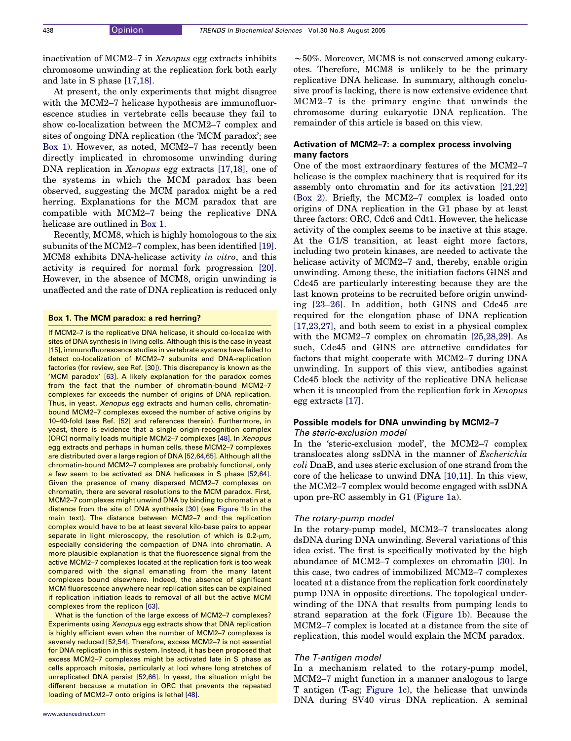inactivation of MCM2–7 in *Xenopus* egg extracts inhibits chromosome unwinding at the replication fork both early and late in S phase [17,18].

At present, the only experiments that might disagree with the MCM2–7 helicase hypothesis are immunofluorescence studies in vertebrate cells because they fail to show co-localization between the MCM2–7 complex and sites of ongoing DNA replication (the 'MCM paradox'; see Box 1). However, as noted, MCM2–7 has recently been directly implicated in chromosome unwinding during DNA replication in *Xenopus* egg extracts [17,18], one of the systems in which the MCM paradox has been observed, suggesting the MCM paradox might be a red herring. Explanations for the MCM paradox that are compatible with MCM2–7 being the replicative DNA helicase are outlined in Box 1.

Recently, MCM8, which is highly homologous to the six subunits of the MCM2–7 complex, has been identified [19]. MCM8 exhibits DNA-helicase activity *in vitro*, and this activity is required for normal fork progression [20]. However, in the absence of MCM8, origin unwinding is unaffected and the rate of DNA replication is reduced only ~50%. Moreover, MCM8 is not conserved among eukaryotes. Therefore, MCM8 is unlikely to be the primary replicative DNA helicase. In summary, although conclusive proof is lacking, there is now extensive evidence that MCM2–7 is the primary engine that unwinds the chromosome during eukaryotic DNA replication. The remainder of this article is based on this view.

**Box 1. The MCM paradox: a red herring?**

If MCM2–7 is the replicative DNA helicase, it should co-localize with sites of DNA synthesis in living cells. Although this is the case in yeast [15], immunofluorescence studies in vertebrate systems have failed to detect co-localization of MCM2–7 subunits and DNA-replication factories (for review, see Ref. [30]). This discrepancy is known as the 'MCM paradox' [63]. A likely explanation for the paradox comes from the fact that the number of chromatin-bound MCM2–7 complexes far exceeds the number of origins of DNA replication. Thus, in yeast, *Xenopus* egg extracts and human cells, chromatin-bound MCM2–7 complexes exceed the number of active origins by 10–40-fold (see Ref. [52] and references therein). Furthermore, in yeast, there is evidence that a single origin-recognition complex (ORC) normally loads multiple MCM2–7 complexes [48]. In *Xenopus* egg extracts and perhaps in human cells, these MCM2–7 complexes are distributed over a large region of DNA [52,64,65]. Although all the chromatin-bound MCM2–7 complexes are probably functional, only a few seem to be activated as DNA helicases in S phase [52,64]. Given the presence of many dispersed MCM2–7 complexes on chromatin, there are several resolutions to the MCM paradox. First, MCM2–7 complexes might unwind DNA by binding to chromatin at a distance from the site of DNA synthesis [30] (see Figure 1b in the main text). The distance between MCM2–7 and the replication complex would have to be at least several kilo-base pairs to appear separate in light microscopy, the resolution of which is 0.2-μm, especially considering the compaction of DNA into chromatin. A more plausible explanation is that the fluorescence signal from the active MCM2–7 complexes located at the replication fork is too weak compared with the signal emanating from the many latent complexes bound elsewhere. Indeed, the absence of significant MCM fluorescence anywhere near replication sites can be explained if replication initiation leads to removal of all but the active MCM complexes from the replicon [63].

What is the function of the large excess of MCM2–7 complexes? Experiments using *Xenopus* egg extracts show that DNA replication is highly efficient even when the number of MCM2–7 complexes is severely reduced [52,54]. Therefore, excess MCM2–7 is not essential for DNA replication in this system. Instead, it has been proposed that excess MCM2–7 complexes might be activated late in S phase as cells approach mitosis, particularly at loci where long stretches of unreplicated DNA persist [52,66]. In yeast, the situation might be different because a mutation in ORC that prevents the repeated loading of MCM2–7 onto origins is lethal [48].

## Activation of MCM2–7: a complex process involving many factors

One of the most extraordinary features of the MCM2–7 helicase is the complex machinery that is required for its assembly onto chromatin and for its activation [21,22] (Box 2). Briefly, the MCM2–7 complex is loaded onto origins of DNA replication in the G1 phase by at least three factors: ORC, Cdc6 and Cdt1. However, the helicase activity of the complex seems to be inactive at this stage. At the G1/S transition, at least eight more factors, including two protein kinases, are needed to activate the helicase activity of MCM2–7 and, thereby, enable origin unwinding. Among these, the initiation factors GINS and Cdc45 are particularly interesting because they are the last known proteins to be recruited before origin unwinding [23–26]. In addition, both GINS and Cdc45 are required for the elongation phase of DNA replication [17,23,27], and both seem to exist in a physical complex with the MCM2–7 complex on chromatin [25,28,29]. As such, Cdc45 and GINS are attractive candidates for factors that might cooperate with MCM2–7 during DNA unwinding. In support of this view, antibodies against Cdc45 block the activity of the replicative DNA helicase when it is uncoupled from the replication fork in *Xenopus* egg extracts [17].

## Possible models for DNA unwinding by MCM2–7

### *The steric-exclusion model*

In the 'steric-exclusion model', the MCM2–7 complex translocates along ssDNA in the manner of *Escherichia coli* DnaB, and uses steric exclusion of one strand from the core of the helicase to unwind DNA [10,11]. In this view, the MCM2–7 complex would become engaged with ssDNA upon pre-RC assembly in G1 (Figure 1a).

### *The rotary-pump model*

In the rotary-pump model, MCM2–7 translocates along dsDNA during DNA unwinding. Several variations of this idea exist. The first is specifically motivated by the high abundance of MCM2–7 complexes on chromatin [30]. In this case, two cadres of immobilized MCM2–7 complexes located at a distance from the replication fork coordinately pump DNA in opposite directions. The topological underwinding of the DNA that results from pumping leads to strand separation at the fork (Figure 1b). Because the MCM2–7 complex is located at a distance from the site of replication, this model would explain the MCM paradox.

### *The T-antigen model*

In a mechanism related to the rotary-pump model, MCM2–7 might function in a manner analogous to large T antigen (T-ag; Figure 1c), the helicase that unwinds DNA during SV40 virus DNA replication. A seminal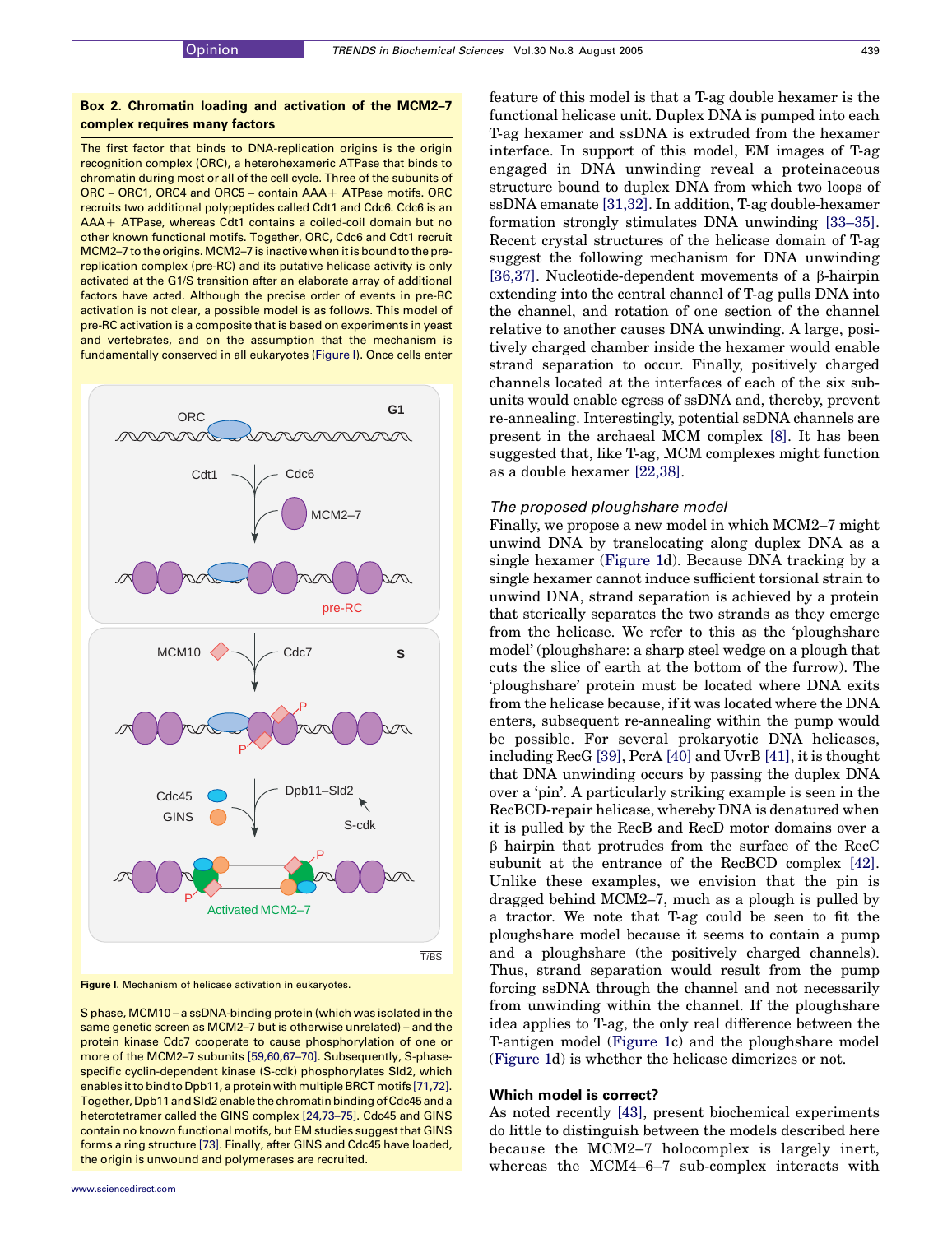**Box 2. Chromatin loading and activation of the MCM2–7 complex requires many factors**

The first factor that binds to DNA-replication origins is the origin recognition complex (ORC), a heterohexameric ATPase that binds to chromatin during most or all of the cell cycle. Three of the subunits of ORC – ORC1, ORC4 and ORC5 – contain AAA+ ATPase motifs. ORC recruits two additional polypeptides called Cdt1 and Cdc6. Cdc6 is an AAA+ ATPase, whereas Cdt1 contains a coiled-coil domain but no other known functional motifs. Together, ORC, Cdc6 and Cdt1 recruit MCM2–7 to the origins. MCM2–7 is inactive when it is bound to the pre-replication complex (pre-RC) and its putative helicase activity is only activated at the G1/S transition after an elaborate array of additional factors have acted. Although the precise order of events in pre-RC activation is not clear, a possible model is as follows. This model of pre-RC activation is a composite that is based on experiments in yeast and vertebrates, and on the assumption that the mechanism is fundamentally conserved in all eukaryotes (Figure I). Once cells enter S phase, MCM10 – a ssDNA-binding protein (which was isolated in the same genetic screen as MCM2–7 but is otherwise unrelated) – and the protein kinase Cdc7 cooperate to cause phosphorylation of one or more of the MCM2–7 subunits [59,60,67–70]. Subsequently, S-phase-specific cyclin-dependent kinase (S-cdk) phosphorylates Sld2, which enables it to bind to Dpb11, a protein with multiple BRCT motifs [71,72]. Together, Dpb11 and Sld2 enable the chromatin binding of Cdc45 and a heterotetramer called the GINS complex [24,73–75]. Cdc45 and GINS contain no known functional motifs, but EM studies suggest that GINS forms a ring structure [73]. Finally, after GINS and Cdc45 have loaded, the origin is unwound and polymerases are recruited.

Figure I. Mechanism of helicase activation in eukaryotes.

feature of this model is that a T-ag double hexamer is the functional helicase unit. Duplex DNA is pumped into each T-ag hexamer and ssDNA is extruded from the hexamer interface. In support of this model, EM images of T-ag engaged in DNA unwinding reveal a proteinaceous structure bound to duplex DNA from which two loops of ssDNA emanate [31,32]. In addition, T-ag double-hexamer formation strongly stimulates DNA unwinding [33–35]. Recent crystal structures of the helicase domain of T-ag suggest the following mechanism for DNA unwinding [36,37]. Nucleotide-dependent movements of a β-hairpin extending into the central channel of T-ag pulls DNA into the channel, and rotation of one section of the channel relative to another causes DNA unwinding. A large, positively charged chamber inside the hexamer would enable strand separation to occur. Finally, positively charged channels located at the interfaces of each of the six subunits would enable egress of ssDNA and, thereby, prevent re-annealing. Interestingly, potential ssDNA channels are present in the archaeal MCM complex [8]. It has been suggested that, like T-ag, MCM complexes might function as a double hexamer [22,38].

*The proposed ploughshare model*

Finally, we propose a new model in which MCM2–7 might unwind DNA by translocating along duplex DNA as a single hexamer (Figure 1d). Because DNA tracking by a single hexamer cannot induce sufficient torsional strain to unwind DNA, strand separation is achieved by a protein that sterically separates the two strands as they emerge from the helicase. We refer to this as the 'ploughshare model' (ploughshare: a sharp steel wedge on a plough that cuts the slice of earth at the bottom of the furrow). The 'ploughshare' protein must be located where DNA exits from the helicase because, if it was located where the DNA enters, subsequent re-annealing within the pump would be possible. For several prokaryotic DNA helicases, including RecG [39], PcrA [40] and UvrB [41], it is thought that DNA unwinding occurs by passing the duplex DNA over a 'pin'. A particularly striking example is seen in the RecBCD-repair helicase, whereby DNA is denatured when it is pulled by the RecB and RecD motor domains over a β hairpin that protrudes from the surface of the RecC subunit at the entrance of the RecBCD complex [42]. Unlike these examples, we envision that the pin is dragged behind MCM2–7, much as a plough is pulled by a tractor. We note that T-ag could be seen to fit the ploughshare model because it seems to contain a pump and a ploughshare (the positively charged channels). Thus, strand separation would result from the pump forcing ssDNA through the channel and not necessarily from unwinding within the channel. If the ploughshare idea applies to T-ag, the only real difference between the T-antigen model (Figure 1c) and the ploughshare model (Figure 1d) is whether the helicase dimerizes or not.

## Which model is correct?

As noted recently [43], present biochemical experiments do little to distinguish between the models described here because the MCM2–7 holocomplex is largely inert, whereas the MCM4–6–7 sub-complex interacts with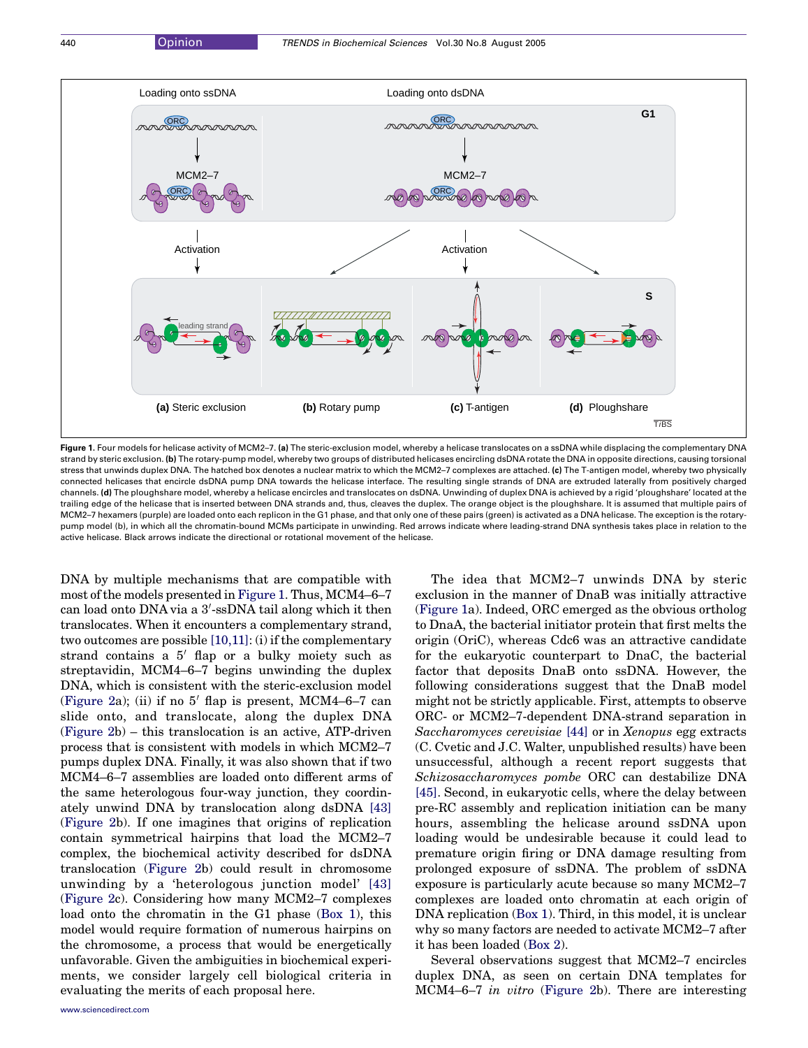Figure 1. Four models for helicase activity of MCM2–7. **(a)** The steric-exclusion model, whereby a helicase translocates on a ssDNA while displacing the complementary DNA strand by steric exclusion. **(b)** The rotary-pump model, whereby two groups of distributed helicases encircling dsDNA rotate the DNA in opposite directions, causing torsional stress that unwinds duplex DNA. The hatched box denotes a nuclear matrix to which the MCM2–7 complexes are attached. **(c)** The T-antigen model, whereby two physically connected helicases that encircle dsDNA pump DNA towards the helicase interface. The resulting single strands of DNA are extruded laterally from positively charged channels. **(d)** The ploughshare model, whereby a helicase encircles and translocates on dsDNA. Unwinding of duplex DNA is achieved by a rigid 'ploughshare' located at the trailing edge of the helicase that is inserted between DNA strands and, thus, cleaves the duplex. The orange object is the ploughshare. It is assumed that multiple pairs of MCM2–7 hexamers (purple) are loaded onto each replicon in the G1 phase, and that only one of these pairs (green) is activated as a DNA helicase. The exception is the rotary-pump model (b), in which all the chromatin-bound MCMs participate in unwinding. Red arrows indicate where leading-strand DNA synthesis takes place in relation to the active helicase. Black arrows indicate the directional or rotational movement of the helicase.

DNA by multiple mechanisms that are compatible with most of the models presented in Figure 1. Thus, MCM4–6–7 can load onto DNA via a 3′-ssDNA tail along which it then translocates. When it encounters a complementary strand, two outcomes are possible [10,11]: (i) if the complementary strand contains a 5′ flap or a bulky moiety such as streptavidin, MCM4–6–7 begins unwinding the duplex DNA, which is consistent with the steric-exclusion model (Figure 2a); (ii) if no 5′ flap is present, MCM4–6–7 can slide onto, and translocate, along the duplex DNA (Figure 2b) – this translocation is an active, ATP-driven process that is consistent with models in which MCM2–7 pumps duplex DNA. Finally, it was also shown that if two MCM4–6–7 assemblies are loaded onto different arms of the same heterologous four-way junction, they coordinately unwind DNA by translocation along dsDNA [43] (Figure 2b). If one imagines that origins of replication contain symmetrical hairpins that load the MCM2–7 complex, the biochemical activity described for dsDNA translocation (Figure 2b) could result in chromosome unwinding by a 'heterologous junction model' [43] (Figure 2c). Considering how many MCM2–7 complexes load onto the chromatin in the G1 phase (Box 1), this model would require formation of numerous hairpins on the chromosome, a process that would be energetically unfavorable. Given the ambiguities in biochemical experiments, we consider largely cell biological criteria in evaluating the merits of each proposal here.

The idea that MCM2–7 unwinds DNA by steric exclusion in the manner of DnaB was initially attractive (Figure 1a). Indeed, ORC emerged as the obvious ortholog to DnaA, the bacterial initiator protein that first melts the origin (OriC), whereas Cdc6 was an attractive candidate for the eukaryotic counterpart to DnaC, the bacterial factor that deposits DnaB onto ssDNA. However, the following considerations suggest that the DnaB model might not be strictly applicable. First, attempts to observe ORC- or MCM2–7-dependent DNA-strand separation in *Saccharomyces cerevisiae* [44] or in *Xenopus* egg extracts (C. Cvetic and J.C. Walter, unpublished results) have been unsuccessful, although a recent report suggests that *Schizosaccharomyces pombe* ORC can destabilize DNA [45]. Second, in eukaryotic cells, where the delay between pre-RC assembly and replication initiation can be many hours, assembling the helicase around ssDNA upon loading would be undesirable because it could lead to premature origin firing or DNA damage resulting from prolonged exposure of ssDNA. The problem of ssDNA exposure is particularly acute because so many MCM2–7 complexes are loaded onto chromatin at each origin of DNA replication (Box 1). Third, in this model, it is unclear why so many factors are needed to activate MCM2–7 after it has been loaded (Box 2).

Several observations suggest that MCM2–7 encircles duplex DNA, as seen on certain DNA templates for MCM4–6–7 *in vitro* (Figure 2b). There are interesting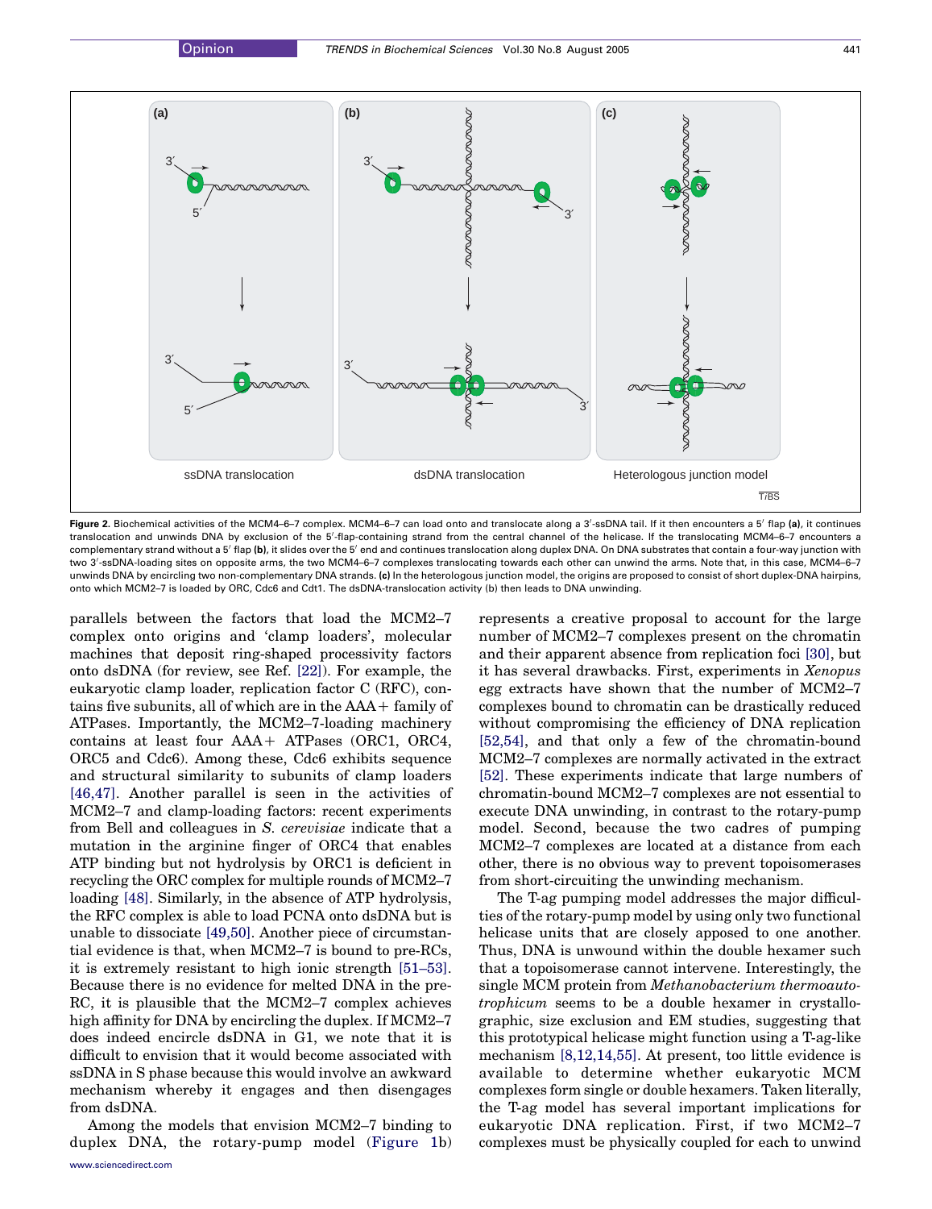**Figure 2.** Biochemical activities of the MCM4–6–7 complex. MCM4–6–7 can load onto and translocate along a 3′-ssDNA tail. If it then encounters a 5′ flap **(a)**, it continues translocation and unwinds DNA by exclusion of the 5′-flap-containing strand from the central channel of the helicase. If the translocating MCM4–6–7 encounters a complementary strand without a 5′ flap **(b)**, it slides over the 5′ end and continues translocation along duplex DNA. On DNA substrates that contain a four-way junction with two 3′-ssDNA-loading sites on opposite arms, the two MCM4–6–7 complexes translocating towards each other can unwind the arms. Note that, in this case, MCM4–6–7 unwinds DNA by encircling two non-complementary DNA strands. **(c)** In the heterologous junction model, the origins are proposed to consist of short duplex-DNA hairpins, onto which MCM2–7 is loaded by ORC, Cdc6 and Cdt1. The dsDNA-translocation activity (b) then leads to DNA unwinding.

parallels between the factors that load the MCM2–7 complex onto origins and 'clamp loaders', molecular machines that deposit ring-shaped processivity factors onto dsDNA (for review, see Ref. [22]). For example, the eukaryotic clamp loader, replication factor C (RFC), contains five subunits, all of which are in the AAA+ family of ATPases. Importantly, the MCM2–7-loading machinery contains at least four AAA+ ATPases (ORC1, ORC4, ORC5 and Cdc6). Among these, Cdc6 exhibits sequence and structural similarity to subunits of clamp loaders [46,47]. Another parallel is seen in the activities of MCM2–7 and clamp-loading factors: recent experiments from Bell and colleagues in *S. cerevisiae* indicate that a mutation in the arginine finger of ORC4 that enables ATP binding but not hydrolysis by ORC1 is deficient in recycling the ORC complex for multiple rounds of MCM2–7 loading [48]. Similarly, in the absence of ATP hydrolysis, the RFC complex is able to load PCNA onto dsDNA but is unable to dissociate [49,50]. Another piece of circumstantial evidence is that, when MCM2–7 is bound to pre-RCs, it is extremely resistant to high ionic strength [51–53]. Because there is no evidence for melted DNA in the pre-RC, it is plausible that the MCM2–7 complex achieves high affinity for DNA by encircling the duplex. If MCM2–7 does indeed encircle dsDNA in G1, we note that it is difficult to envision that it would become associated with ssDNA in S phase because this would involve an awkward mechanism whereby it engages and then disengages from dsDNA.

Among the models that envision MCM2–7 binding to duplex DNA, the rotary-pump model (Figure 1b) represents a creative proposal to account for the large number of MCM2–7 complexes present on the chromatin and their apparent absence from replication foci [30], but it has several drawbacks. First, experiments in *Xenopus* egg extracts have shown that the number of MCM2–7 complexes bound to chromatin can be drastically reduced without compromising the efficiency of DNA replication [52,54], and that only a few of the chromatin-bound MCM2–7 complexes are normally activated in the extract [52]. These experiments indicate that large numbers of chromatin-bound MCM2–7 complexes are not essential to execute DNA unwinding, in contrast to the rotary-pump model. Second, because the two cadres of pumping MCM2–7 complexes are located at a distance from each other, there is no obvious way to prevent topoisomerases from short-circuiting the unwinding mechanism.

The T-ag pumping model addresses the major difficulties of the rotary-pump model by using only two functional helicase units that are closely apposed to one another. Thus, DNA is unwound within the double hexamer such that a topoisomerase cannot intervene. Interestingly, the single MCM protein from *Methanobacterium thermoautotrophicum* seems to be a double hexamer in crystallographic, size exclusion and EM studies, suggesting that this prototypical helicase might function using a T-ag-like mechanism [8,12,14,55]. At present, too little evidence is available to determine whether eukaryotic MCM complexes form single or double hexamers. Taken literally, the T-ag model has several important implications for eukaryotic DNA replication. First, if two MCM2–7 complexes must be physically coupled for each to unwind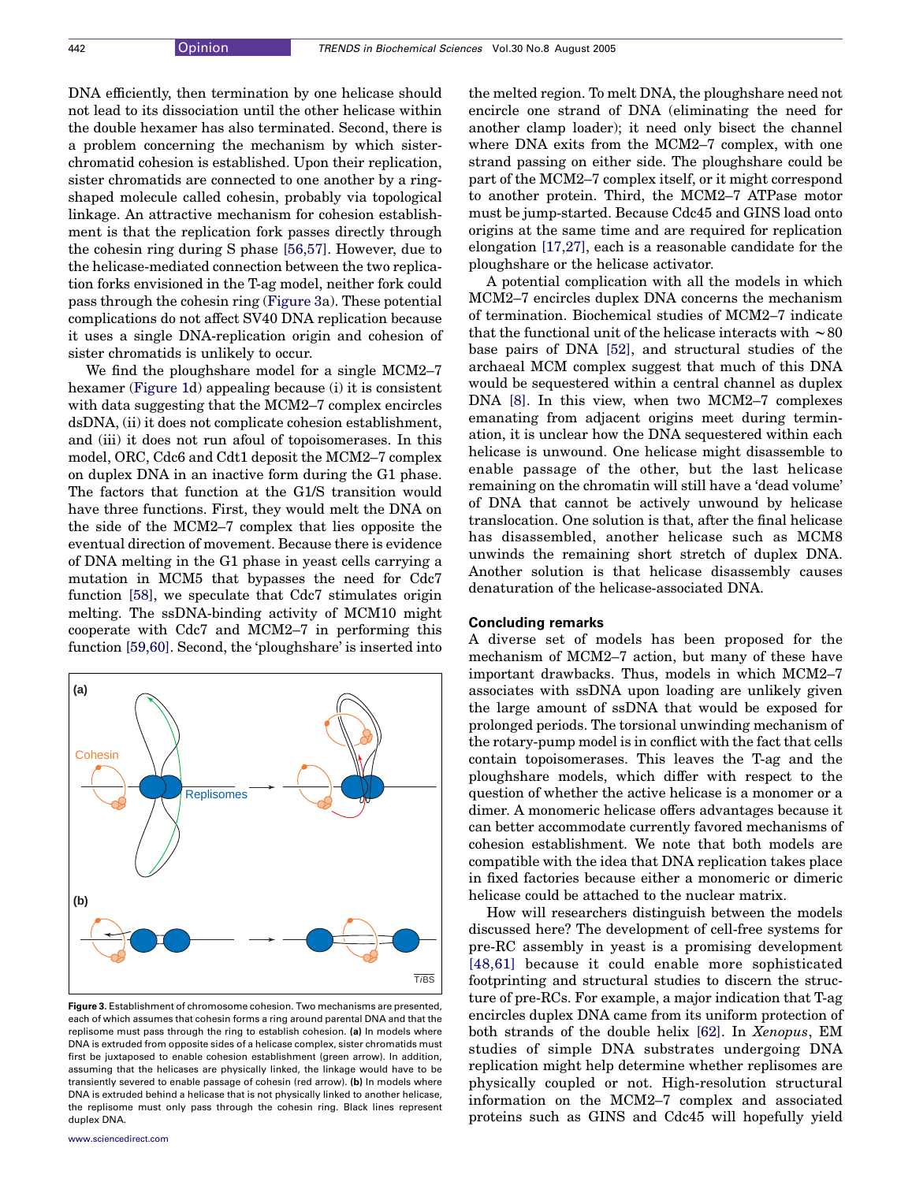DNA efficiently, then termination by one helicase should not lead to its dissociation until the other helicase within the double hexamer has also terminated. Second, there is a problem concerning the mechanism by which sister-chromatid cohesion is established. Upon their replication, sister chromatids are connected to one another by a ring-shaped molecule called cohesin, probably via topological linkage. An attractive mechanism for cohesion establishment is that the replication fork passes directly through the cohesin ring during S phase [56,57]. However, due to the helicase-mediated connection between the two replication forks envisioned in the T-ag model, neither fork could pass through the cohesin ring (Figure 3a). These potential complications do not affect SV40 DNA replication because it uses a single DNA-replication origin and cohesion of sister chromatids is unlikely to occur.

We find the ploughshare model for a single MCM2–7 hexamer (Figure 1d) appealing because (i) it is consistent with data suggesting that the MCM2–7 complex encircles dsDNA, (ii) it does not complicate cohesion establishment, and (iii) it does not run afoul of topoisomerases. In this model, ORC, Cdc6 and Cdt1 deposit the MCM2–7 complex on duplex DNA in an inactive form during the G1 phase. The factors that function at the G1/S transition would have three functions. First, they would melt the DNA on the side of the MCM2–7 complex that lies opposite the eventual direction of movement. Because there is evidence of DNA melting in the G1 phase in yeast cells carrying a mutation in MCM5 that bypasses the need for Cdc7 function [58], we speculate that Cdc7 stimulates origin melting. The ssDNA-binding activity of MCM10 might cooperate with Cdc7 and MCM2–7 in performing this function [59,60]. Second, the 'ploughshare' is inserted into the melted region. To melt DNA, the ploughshare need not encircle one strand of DNA (eliminating the need for another clamp loader); it need only bisect the channel where DNA exits from the MCM2–7 complex, with one strand passing on either side. The ploughshare could be part of the MCM2–7 complex itself, or it might correspond to another protein. Third, the MCM2–7 ATPase motor must be jump-started. Because Cdc45 and GINS load onto origins at the same time and are required for replication elongation [17,27], each is a reasonable candidate for the ploughshare or the helicase activator.

Figure 3. Establishment of chromosome cohesion. Two mechanisms are presented, each of which assumes that cohesin forms a ring around parental DNA and that the replisome must pass through the ring to establish cohesion. **(a)** In models where DNA is extruded from opposite sides of a helicase complex, sister chromatids must first be juxtaposed to enable cohesion establishment (green arrow). In addition, assuming that the helicases are physically linked, the linkage would have to be transiently severed to enable passage of cohesin (red arrow). **(b)** In models where DNA is extruded behind a helicase that is not physically linked to another helicase, the replisome must only pass through the cohesin ring. Black lines represent duplex DNA.

A potential complication with all the models in which MCM2–7 encircles duplex DNA concerns the mechanism of termination. Biochemical studies of MCM2–7 indicate that the functional unit of the helicase interacts with ~80 base pairs of DNA [52], and structural studies of the archaeal MCM complex suggest that much of this DNA would be sequestered within a central channel as duplex DNA [8]. In this view, when two MCM2–7 complexes emanating from adjacent origins meet during termination, it is unclear how the DNA sequestered within each helicase is unwound. One helicase might disassemble to enable passage of the other, but the last helicase remaining on the chromatin will still have a 'dead volume' of DNA that cannot be actively unwound by helicase translocation. One solution is that, after the final helicase has disassembled, another helicase such as MCM8 unwinds the remaining short stretch of duplex DNA. Another solution is that helicase disassembly causes denaturation of the helicase-associated DNA.

## Concluding remarks

A diverse set of models has been proposed for the mechanism of MCM2–7 action, but many of these have important drawbacks. Thus, models in which MCM2–7 associates with ssDNA upon loading are unlikely given the large amount of ssDNA that would be exposed for prolonged periods. The torsional unwinding mechanism of the rotary-pump model is in conflict with the fact that cells contain topoisomerases. This leaves the T-ag and the ploughshare models, which differ with respect to the question of whether the active helicase is a monomer or a dimer. A monomeric helicase offers advantages because it can better accommodate currently favored mechanisms of cohesion establishment. We note that both models are compatible with the idea that DNA replication takes place in fixed factories because either a monomeric or dimeric helicase could be attached to the nuclear matrix.

How will researchers distinguish between the models discussed here? The development of cell-free systems for pre-RC assembly in yeast is a promising development [48,61] because it could enable more sophisticated footprinting and structural studies to discern the structure of pre-RCs. For example, a major indication that T-ag encircles duplex DNA came from its uniform protection of both strands of the double helix [62]. In *Xenopus*, EM studies of simple DNA substrates undergoing DNA replication might help determine whether replisomes are physically coupled or not. High-resolution structural information on the MCM2–7 complex and associated proteins such as GINS and Cdc45 will hopefully yield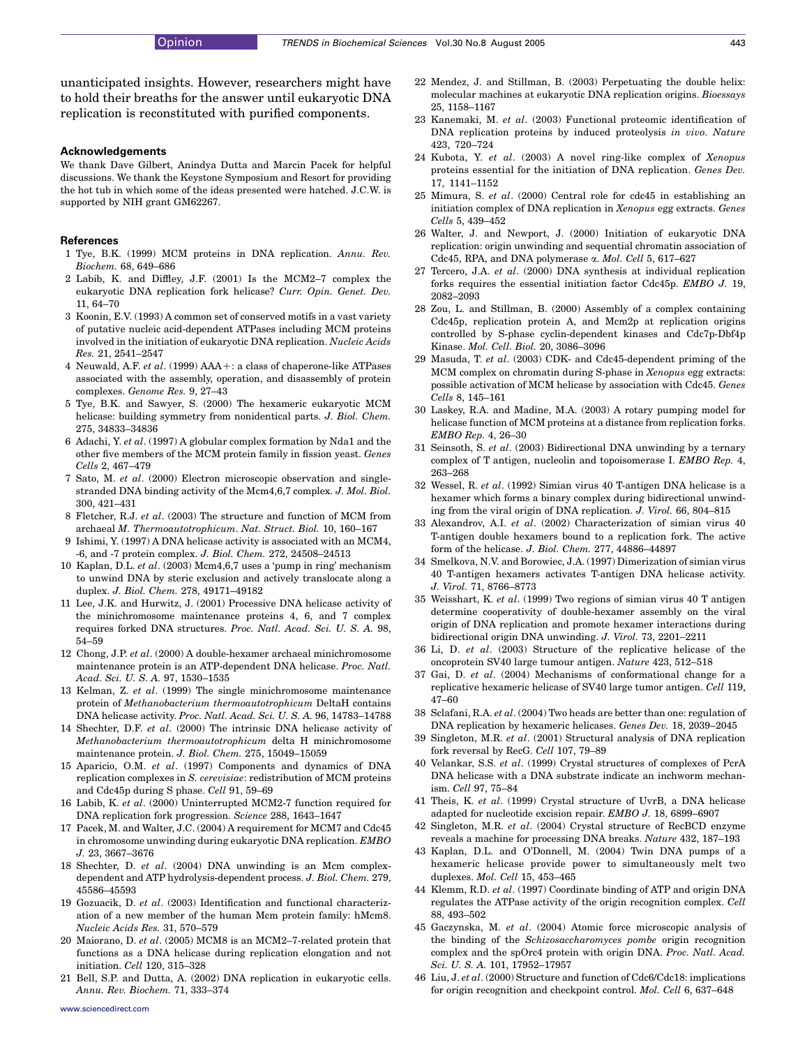unanticipated insights. However, researchers might have to hold their breaths for the answer until eukaryotic DNA replication is reconstituted with purified components.

### Acknowledgements

We thank Dave Gilbert, Anindya Dutta and Marcin Pacek for helpful discussions. We thank the Keystone Symposium and Resort for providing the hot tub in which some of the ideas presented were hatched. J.C.W. is supported by NIH grant GM62267.

### References

1. Tye, B.K. (1999) MCM proteins in DNA replication. *Annu. Rev. Biochem.* 68, 649–686
2. Labib, K. and Diffley, J.F. (2001) Is the MCM2–7 complex the eukaryotic DNA replication fork helicase? *Curr. Opin. Genet. Dev.* 11, 64–70
3. Koonin, E.V. (1993) A common set of conserved motifs in a vast variety of putative nucleic acid-dependent ATPases including MCM proteins involved in the initiation of eukaryotic DNA replication. *Nucleic Acids Res.* 21, 2541–2547
4. Neuwald, A.F. *et al*. (1999) AAA+: a class of chaperone-like ATPases associated with the assembly, operation, and disassembly of protein complexes. *Genome Res.* 9, 27–43
5. Tye, B.K. and Sawyer, S. (2000) The hexameric eukaryotic MCM helicase: building symmetry from nonidentical parts. *J. Biol. Chem.* 275, 34833–34836
6. Adachi, Y. *et al*. (1997) A globular complex formation by Nda1 and the other five members of the MCM protein family in fission yeast. *Genes Cells* 2, 467–479
7. Sato, M. *et al*. (2000) Electron microscopic observation and single-stranded DNA binding activity of the Mcm4,6,7 complex. *J. Mol. Biol.* 300, 421–431
8. Fletcher, R.J. *et al*. (2003) The structure and function of MCM from archaeal *M. Thermoautotrophicum*. *Nat. Struct. Biol.* 10, 160–167
9. Ishimi, Y. (1997) A DNA helicase activity is associated with an MCM4, -6, and -7 protein complex. *J. Biol. Chem.* 272, 24508–24513
10. Kaplan, D.L. *et al*. (2003) Mcm4,6,7 uses a 'pump in ring' mechanism to unwind DNA by steric exclusion and actively translocate along a duplex. *J. Biol. Chem.* 278, 49171–49182
11. Lee, J.K. and Hurwitz, J. (2001) Processive DNA helicase activity of the minichromosome maintenance proteins 4, 6, and 7 complex requires forked DNA structures. *Proc. Natl. Acad. Sci. U. S. A.* 98, 54–59
12. Chong, J.P. *et al*. (2000) A double-hexamer archaeal minichromosome maintenance protein is an ATP-dependent DNA helicase. *Proc. Natl. Acad. Sci. U. S. A.* 97, 1530–1535
13. Kelman, Z. *et al*. (1999) The single minichromosome maintenance protein of *Methanobacterium thermoautotrophicum* DeltaH contains DNA helicase activity. *Proc. Natl. Acad. Sci. U. S. A.* 96, 14783–14788
14. Shechter, D.F. *et al*. (2000) The intrinsic DNA helicase activity of *Methanobacterium thermoautotrophicum* delta H minichromosome maintenance protein. *J. Biol. Chem.* 275, 15049–15059
15. Aparicio, O.M. *et al*. (1997) Components and dynamics of DNA replication complexes in *S. cerevisiae*: redistribution of MCM proteins and Cdc45p during S phase. *Cell* 91, 59–69
16. Labib, K. *et al*. (2000) Uninterrupted MCM2-7 function required for DNA replication fork progression. *Science* 288, 1643–1647
17. Pacek, M. and Walter, J.C. (2004) A requirement for MCM7 and Cdc45 in chromosome unwinding during eukaryotic DNA replication. *EMBO J.* 23, 3667–3676
18. Shechter, D. *et al*. (2004) DNA unwinding is an Mcm complex-dependent and ATP hydrolysis-dependent process. *J. Biol. Chem.* 279, 45586–45593
19. Gozuacik, D. *et al*. (2003) Identification and functional characterization of a new member of the human Mcm protein family: hMcm8. *Nucleic Acids Res.* 31, 570–579
20. Maiorano, D. *et al*. (2005) MCM8 is an MCM2–7-related protein that functions as a DNA helicase during replication elongation and not initiation. *Cell* 120, 315–328
21. Bell, S.P. and Dutta, A. (2002) DNA replication in eukaryotic cells. *Annu. Rev. Biochem.* 71, 333–374
22. Mendez, J. and Stillman, B. (2003) Perpetuating the double helix: molecular machines at eukaryotic DNA replication origins. *Bioessays* 25, 1158–1167
23. Kanemaki, M. *et al*. (2003) Functional proteomic identification of DNA replication proteins by induced proteolysis *in vivo*. *Nature* 423, 720–724
24. Kubota, Y. *et al*. (2003) A novel ring-like complex of *Xenopus* proteins essential for the initiation of DNA replication. *Genes Dev.* 17, 1141–1152
25. Mimura, S. *et al*. (2000) Central role for cdc45 in establishing an initiation complex of DNA replication in *Xenopus* egg extracts. *Genes Cells* 5, 439–452
26. Walter, J. and Newport, J. (2000) Initiation of eukaryotic DNA replication: origin unwinding and sequential chromatin association of Cdc45, RPA, and DNA polymerase α. *Mol. Cell* 5, 617–627
27. Tercero, J.A. *et al*. (2000) DNA synthesis at individual replication forks requires the essential initiation factor Cdc45p. *EMBO J.* 19, 2082–2093
28. Zou, L. and Stillman, B. (2000) Assembly of a complex containing Cdc45p, replication protein A, and Mcm2p at replication origins controlled by S-phase cyclin-dependent kinases and Cdc7p-Dbf4p Kinase. *Mol. Cell. Biol.* 20, 3086–3096
29. Masuda, T. *et al*. (2003) CDK- and Cdc45-dependent priming of the MCM complex on chromatin during S-phase in *Xenopus* egg extracts: possible activation of MCM helicase by association with Cdc45. *Genes Cells* 8, 145–161
30. Laskey, R.A. and Madine, M.A. (2003) A rotary pumping model for helicase function of MCM proteins at a distance from replication forks. *EMBO Rep.* 4, 26–30
31. Seinsoth, S. *et al*. (2003) Bidirectional DNA unwinding by a ternary complex of T antigen, nucleolin and topoisomerase I. *EMBO Rep.* 4, 263–268
32. Wessel, R. *et al*. (1992) Simian virus 40 T-antigen DNA helicase is a hexamer which forms a binary complex during bidirectional unwinding from the viral origin of DNA replication. *J. Virol.* 66, 804–815
33. Alexandrov, A.I. *et al*. (2002) Characterization of simian virus 40 T-antigen double hexamers bound to a replication fork. The active form of the helicase. *J. Biol. Chem.* 277, 44886–44897
34. Smelkova, N.V. and Borowiec, J.A. (1997) Dimerization of simian virus 40 T-antigen hexamers activates T-antigen DNA helicase activity. *J. Virol.* 71, 8766–8773
35. Weisshart, K. *et al*. (1999) Two regions of simian virus 40 T antigen determine cooperativity of double-hexamer assembly on the viral origin of DNA replication and promote hexamer interactions during bidirectional origin DNA unwinding. *J. Virol.* 73, 2201–2211
36. Li, D. *et al*. (2003) Structure of the replicative helicase of the oncoprotein SV40 large tumour antigen. *Nature* 423, 512–518
37. Gai, D. *et al*. (2004) Mechanisms of conformational change for a replicative hexameric helicase of SV40 large tumor antigen. *Cell* 119, 47–60
38. Sclafani, R.A. *et al*. (2004) Two heads are better than one: regulation of DNA replication by hexameric helicases. *Genes Dev.* 18, 2039–2045
39. Singleton, M.R. *et al*. (2001) Structural analysis of DNA replication fork reversal by RecG. *Cell* 107, 79–89
40. Velankar, S.S. *et al*. (1999) Crystal structures of complexes of PcrA DNA helicase with a DNA substrate indicate an inchworm mechanism. *Cell* 97, 75–84
41. Theis, K. *et al*. (1999) Crystal structure of UvrB, a DNA helicase adapted for nucleotide excision repair. *EMBO J.* 18, 6899–6907
42. Singleton, M.R. *et al*. (2004) Crystal structure of RecBCD enzyme reveals a machine for processing DNA breaks. *Nature* 432, 187–193
43. Kaplan, D.L. and O'Donnell, M. (2004) Twin DNA pumps of a hexameric helicase provide power to simultaneously melt two duplexes. *Mol. Cell* 15, 453–465
44. Klemm, R.D. *et al*. (1997) Coordinate binding of ATP and origin DNA regulates the ATPase activity of the origin recognition complex. *Cell* 88, 493–502
45. Gaczynska, M. *et al*. (2004) Atomic force microscopic analysis of the binding of the *Schizosaccharomyces pombe* origin recognition complex and the spOrc4 protein with origin DNA. *Proc. Natl. Acad. Sci. U. S. A.* 101, 17952–17957
46. Liu, J. *et al*. (2000) Structure and function of Cdc6/Cdc18: implications for origin recognition and checkpoint control. *Mol. Cell* 6, 637–648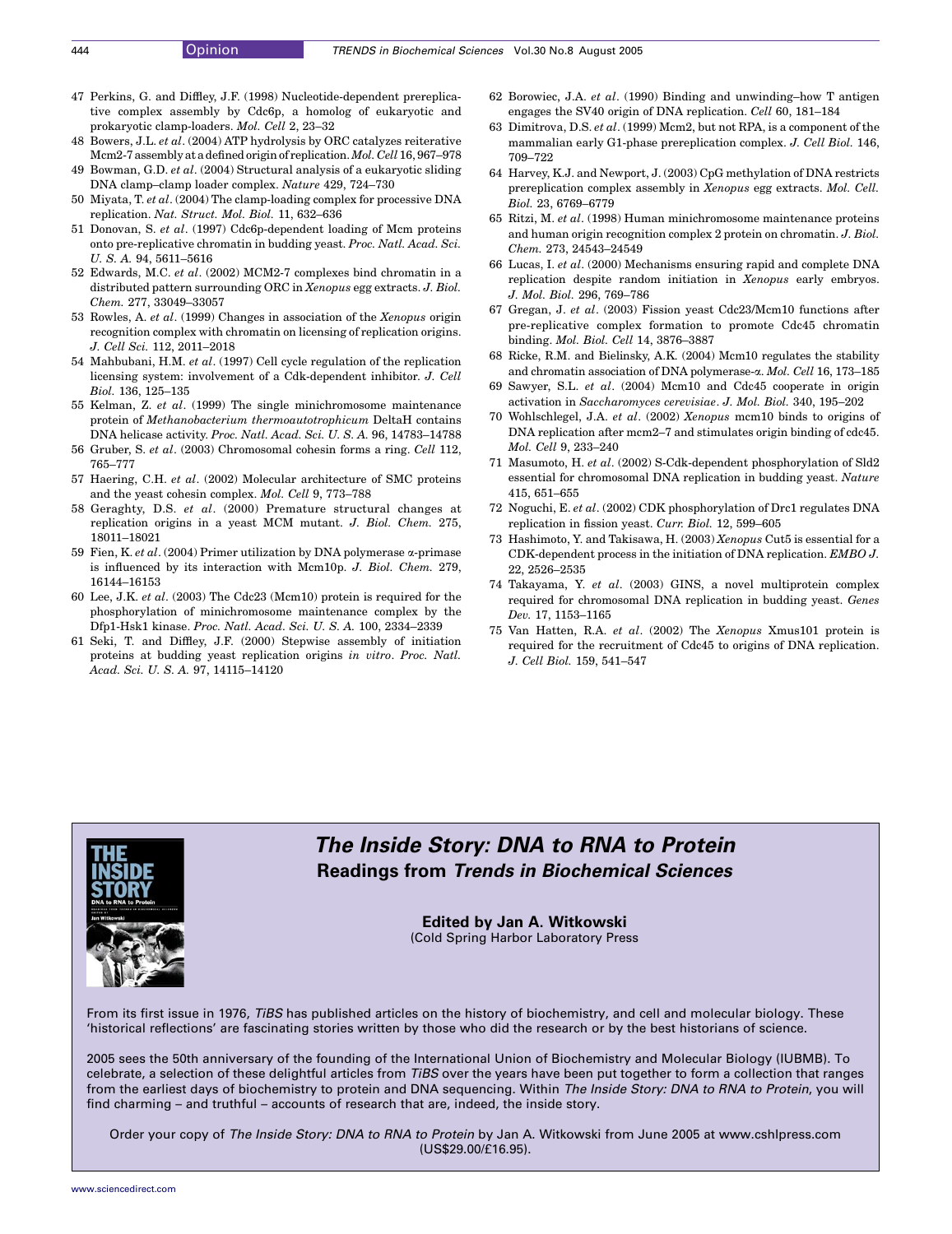47 Perkins, G. and Diffley, J.F. (1998) Nucleotide-dependent prereplicative complex assembly by Cdc6p, a homolog of eukaryotic and prokaryotic clamp-loaders. *Mol. Cell* 2, 23–32

48 Bowers, J.L. *et al*. (2004) ATP hydrolysis by ORC catalyzes reiterative Mcm2-7 assembly at a defined origin of replication. *Mol. Cell* 16, 967–978

49 Bowman, G.D. *et al*. (2004) Structural analysis of a eukaryotic sliding DNA clamp–clamp loader complex. *Nature* 429, 724–730

50 Miyata, T. *et al*. (2004) The clamp-loading complex for processive DNA replication. *Nat. Struct. Mol. Biol.* 11, 632–636

51 Donovan, S. *et al*. (1997) Cdc6p-dependent loading of Mcm proteins onto pre-replicative chromatin in budding yeast. *Proc. Natl. Acad. Sci. U. S. A.* 94, 5611–5616

52 Edwards, M.C. *et al*. (2002) MCM2-7 complexes bind chromatin in a distributed pattern surrounding ORC in *Xenopus* egg extracts. *J. Biol. Chem.* 277, 33049–33057

53 Rowles, A. *et al*. (1999) Changes in association of the *Xenopus* origin recognition complex with chromatin on licensing of replication origins. *J. Cell Sci.* 112, 2011–2018

54 Mahbubani, H.M. *et al*. (1997) Cell cycle regulation of the replication licensing system: involvement of a Cdk-dependent inhibitor. *J. Cell Biol.* 136, 125–135

55 Kelman, Z. *et al*. (1999) The single minichromosome maintenance protein of *Methanobacterium thermoautotrophicum* DeltaH contains DNA helicase activity. *Proc. Natl. Acad. Sci. U. S. A.* 96, 14783–14788

56 Gruber, S. *et al*. (2003) Chromosomal cohesin forms a ring. *Cell* 112, 765–777

57 Haering, C.H. *et al*. (2002) Molecular architecture of SMC proteins and the yeast cohesin complex. *Mol. Cell* 9, 773–788

58 Geraghty, D.S. *et al*. (2000) Premature structural changes at replication origins in a yeast MCM mutant. *J. Biol. Chem.* 275, 18011–18021

59 Fien, K. *et al*. (2004) Primer utilization by DNA polymerase α-primase is influenced by its interaction with Mcm10p. *J. Biol. Chem.* 279, 16144–16153

60 Lee, J.K. *et al*. (2003) The Cdc23 (Mcm10) protein is required for the phosphorylation of minichromosome maintenance complex by the Dfp1-Hsk1 kinase. *Proc. Natl. Acad. Sci. U. S. A.* 100, 2334–2339

61 Seki, T. and Diffley, J.F. (2000) Stepwise assembly of initiation proteins at budding yeast replication origins *in vitro*. *Proc. Natl. Acad. Sci. U. S. A.* 97, 14115–14120

62 Borowiec, J.A. *et al*. (1990) Binding and unwinding–how T antigen engages the SV40 origin of DNA replication. *Cell* 60, 181–184

63 Dimitrova, D.S. *et al*. (1999) Mcm2, but not RPA, is a component of the mammalian early G1-phase prereplication complex. *J. Cell Biol.* 146, 709–722

64 Harvey, K.J. and Newport, J. (2003) CpG methylation of DNA restricts prereplication complex assembly in *Xenopus* egg extracts. *Mol. Cell. Biol.* 23, 6769–6779

65 Ritzi, M. *et al*. (1998) Human minichromosome maintenance proteins and human origin recognition complex 2 protein on chromatin. *J. Biol. Chem.* 273, 24543–24549

66 Lucas, I. *et al*. (2000) Mechanisms ensuring rapid and complete DNA replication despite random initiation in *Xenopus* early embryos. *J. Mol. Biol.* 296, 769–786

67 Gregan, J. *et al*. (2003) Fission yeast Cdc23/Mcm10 functions after pre-replicative complex formation to promote Cdc45 chromatin binding. *Mol. Biol. Cell* 14, 3876–3887

68 Ricke, R.M. and Bielinsky, A.K. (2004) Mcm10 regulates the stability and chromatin association of DNA polymerase-α. *Mol. Cell* 16, 173–185

69 Sawyer, S.L. *et al*. (2004) Mcm10 and Cdc45 cooperate in origin activation in *Saccharomyces cerevisiae*. *J. Mol. Biol.* 340, 195–202

70 Wohlschlegel, J.A. *et al*. (2002) *Xenopus* mcm10 binds to origins of DNA replication after mcm2–7 and stimulates origin binding of cdc45. *Mol. Cell* 9, 233–240

71 Masumoto, H. *et al*. (2002) S-Cdk-dependent phosphorylation of Sld2 essential for chromosomal DNA replication in budding yeast. *Nature* 415, 651–655

72 Noguchi, E. *et al*. (2002) CDK phosphorylation of Drc1 regulates DNA replication in fission yeast. *Curr. Biol.* 12, 599–605

73 Hashimoto, Y. and Takisawa, H. (2003) *Xenopus* Cut5 is essential for a CDK-dependent process in the initiation of DNA replication. *EMBO J.* 22, 2526–2535

74 Takayama, Y. *et al*. (2003) GINS, a novel multiprotein complex required for chromosomal DNA replication in budding yeast. *Genes Dev.* 17, 1153–1165

75 Van Hatten, R.A. *et al*. (2002) The *Xenopus* Xmus101 protein is required for the recruitment of Cdc45 to origins of DNA replication. *J. Cell Biol.* 159, 541–547

## *The Inside Story: DNA to RNA to Protein*

**Readings from *Trends in Biochemical Sciences***

**Edited by Jan A. Witkowski**
(Cold Spring Harbor Laboratory Press

From its first issue in 1976, *TiBS* has published articles on the history of biochemistry, and cell and molecular biology. These 'historical reflections' are fascinating stories written by those who did the research or by the best historians of science.

2005 sees the 50th anniversary of the founding of the International Union of Biochemistry and Molecular Biology (IUBMB). To celebrate, a selection of these delightful articles from *TiBS* over the years have been put together to form a collection that ranges from the earliest days of biochemistry to protein and DNA sequencing. Within *The Inside Story: DNA to RNA to Protein*, you will find charming – and truthful – accounts of research that are, indeed, the inside story.

Order your copy of *The Inside Story: DNA to RNA to Protein* by Jan A. Witkowski from June 2005 at www.cshlpress.com (US$29.00/£16.95).